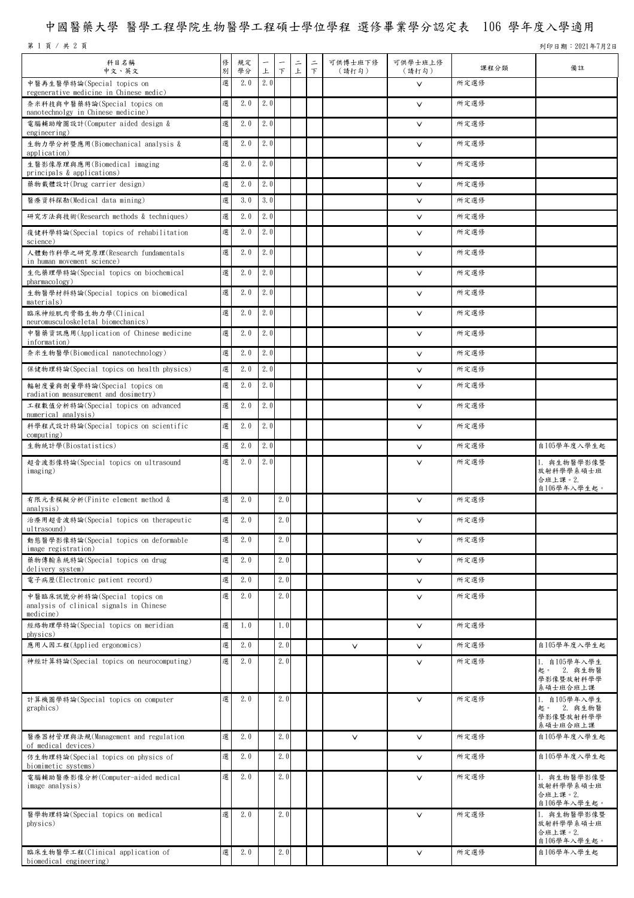# 中國醫藥大學 醫學工程學院生物醫學工程碩士學位學程 選修畢業學分認定表 106 學年度入學適用

列印日期：2021年7月2日

| 科目名稱<br>中文、英文 | 修別 | 規定學分 | 一上 | 一下 | 二上 | 二下 | 可供博士班下修<br>（請打勾） | 可供學士班上修<br>（請打勾） | 課程分類 | 備註 |
|---|---|---|---|---|---|---|---|---|---|---|
| 中醫再生醫學特論(Special topics on regenerative medicine in Chinese medic) | 選 | 2.0 | 2.0 | | | | | V | 所定選修 | |
| 奈米科技與中醫藥特論(Special topics on nanotechnolgy in Chinese medicine) | 選 | 2.0 | 2.0 | | | | | V | 所定選修 | |
| 電腦輔助繪圖設計(Computer aided design & engineering) | 選 | 2.0 | 2.0 | | | | | V | 所定選修 | |
| 生物力學分析暨應用(Biomechanical analysis & application) | 選 | 2.0 | 2.0 | | | | | V | 所定選修 | |
| 生醫影像原理與應用(Biomedical imaging principals & applications) | 選 | 2.0 | 2.0 | | | | | V | 所定選修 | |
| 藥物載體設計(Drug carrier design) | 選 | 2.0 | 2.0 | | | | | V | 所定選修 | |
| 醫療資料探勘(Medical data mining) | 選 | 3.0 | 3.0 | | | | | V | 所定選修 | |
| 研究方法與技術(Research methods & techniques) | 選 | 2.0 | 2.0 | | | | | V | 所定選修 | |
| 復健科學特論(Special topics of rehabilitation science) | 選 | 2.0 | 2.0 | | | | | V | 所定選修 | |
| 人體動作科學之研究原理(Research fundamentals in human movement science) | 選 | 2.0 | 2.0 | | | | | V | 所定選修 | |
| 生化藥理學特論(Special topics on biochemical pharmacology) | 選 | 2.0 | 2.0 | | | | | V | 所定選修 | |
| 生物醫學材料特論(Special topics on biomedical materials) | 選 | 2.0 | 2.0 | | | | | V | 所定選修 | |
| 臨床神經肌肉骨骼生物力學(Clinical neuromusculoskeletal biomechanics) | 選 | 2.0 | 2.0 | | | | | V | 所定選修 | |
| 中醫藥資訊應用(Application of Chinese medicine information) | 選 | 2.0 | 2.0 | | | | | V | 所定選修 | |
| 奈米生物醫學(Biomedical nanotechnology) | 選 | 2.0 | 2.0 | | | | | V | 所定選修 | |
| 保健物理特論(Special topics on health physics) | 選 | 2.0 | 2.0 | | | | | V | 所定選修 | |
| 輻射度量與劑量學特論(Special topics on radiation measurement and dosimetry) | 選 | 2.0 | 2.0 | | | | | V | 所定選修 | |
| 工程數值分析特論(Special topics on advanced numerical analysis) | 選 | 2.0 | 2.0 | | | | | V | 所定選修 | |
| 科學程式設計特論(Special topics on scientific computing) | 選 | 2.0 | 2.0 | | | | | V | 所定選修 | |
| 生物統計學(Biostatistics) | 選 | 2.0 | 2.0 | | | | | V | 所定選修 | 自105學年度入學生起 |
| 超音波影像特論(Special topics on ultrasound imaging) | 選 | 2.0 | 2.0 | | | | | V | 所定選修 | 1. 與生物醫學影像暨放射科學學系碩士班合班上課。2. 自106學年入學生起。 |
| 有限元素模擬分析(Finite element method & analysis) | 選 | 2.0 | | 2.0 | | | | V | 所定選修 | |
| 治療用超音波特論(Special topics on therapeutic ultrasound) | 選 | 2.0 | | 2.0 | | | | V | 所定選修 | |
| 動態醫學影像特論(Special topics on deformable image registration) | 選 | 2.0 | | 2.0 | | | | V | 所定選修 | |
| 藥物傳輸系統特論(Special topics on drug delivery system) | 選 | 2.0 | | 2.0 | | | | V | 所定選修 | |
| 電子病歷(Electronic patient record) | 選 | 2.0 | | 2.0 | | | | V | 所定選修 | |
| 中醫臨床訊號分析特論(Special topics on analysis of clinical signals in Chinese medicine) | 選 | 2.0 | | 2.0 | | | | V | 所定選修 | |
| 經絡物理學特論(Special topics on meridian physics) | 選 | 1.0 | | 1.0 | | | | V | 所定選修 | |
| 應用人因工程(Applied ergonomics) | 選 | 2.0 | | 2.0 | | | V | V | 所定選修 | 自105學年度入學生起 |
| 神經計算特論(Special topics on neurocomputing) | 選 | 2.0 | | 2.0 | | | | V | 所定選修 | 1. 自105學年入學生起。 2. 與生物醫學影像暨放射科學學系碩士班合班上課 |
| 計算機圖學特論(Special topics on computer graphics) | 選 | 2.0 | | 2.0 | | | | V | 所定選修 | 1. 自105學年入學生起。 2. 與生物醫學影像暨放射科學學系碩士班合班上課 |
| 醫療器材管理與法規(Management and regulation of medical devices) | 選 | 2.0 | | 2.0 | | | V | V | 所定選修 | 自105學年度入學生起 |
| 仿生物理特論(Special topics on physics of biomimetic systems) | 選 | 2.0 | | 2.0 | | | | V | 所定選修 | 自105學年度入學生起 |
| 電腦輔助醫療影像分析(Computer-aided medical image analysis) | 選 | 2.0 | | 2.0 | | | | V | 所定選修 | 1. 與生物醫學影像暨放射科學學系碩士班合班上課。2. 自106學年入學生起。 |
| 醫學物理特論(Special topics on medical physics) | 選 | 2.0 | | 2.0 | | | | V | 所定選修 | 1. 與生物醫學影像暨放射科學學系碩士班合班上課。2. 自106學年入學生起。 |
| 臨床生物醫學工程(Clinical application of biomedical engineering) | 選 | 2.0 | | 2.0 | | | | V | 所定選修 | 自106學年入學生起 |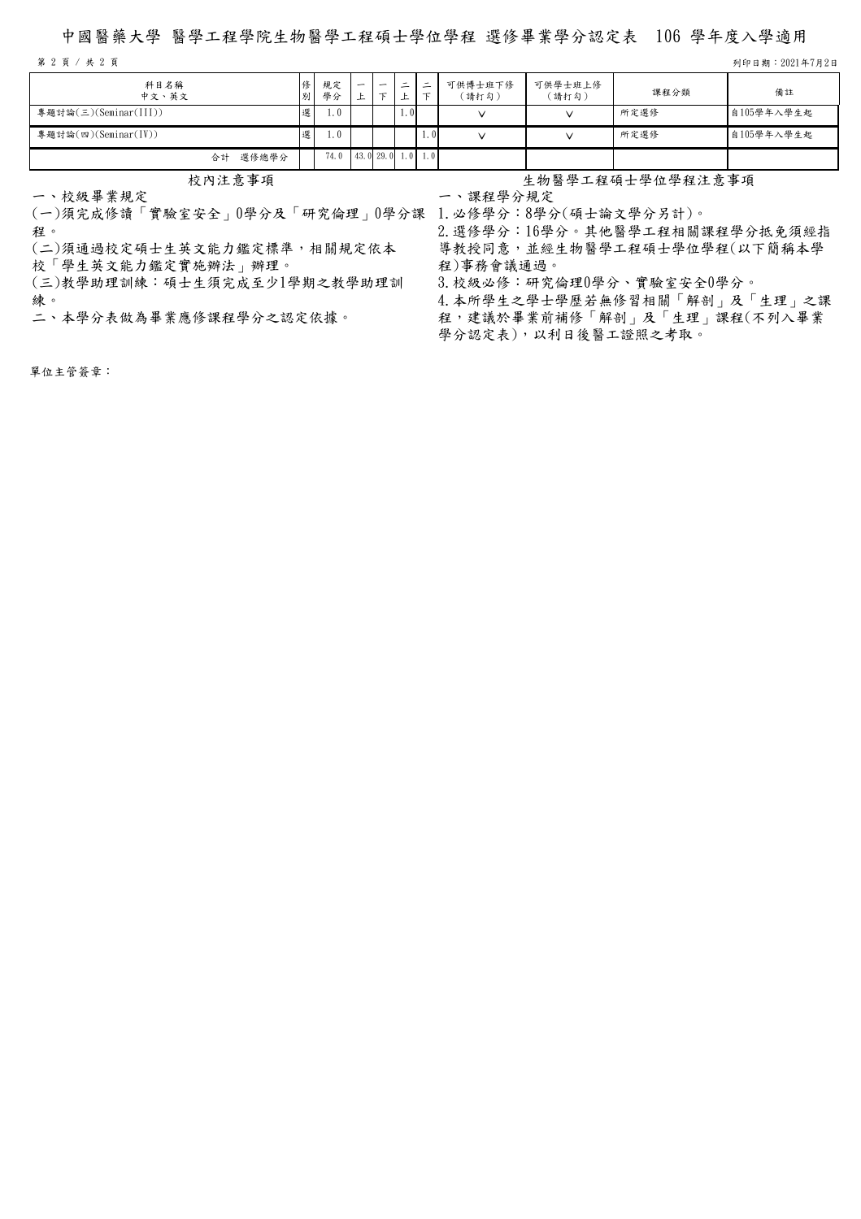# 中國醫藥大學 醫學工程學院生物醫學工程碩士學位學程 選修畢業學分認定表 106 學年度入學適用

列印日期：2021年7月2日

| 科目名稱<br>中文、英文 | 修別 | 規定學分 | 一上 | 一下 | 二上 | 二下 | 可供博士班下修(請打勾) | 可供學士班上修(請打勾) | 課程分類 | 備註 |
|---|---|---|---|---|---|---|---|---|---|---|
| 專題討論(三)(Seminar(III)) | 選 | 1.0 | | | 1.0 | | V | V | 所定選修 | 自105學年入學生起 |
| 專題討論(四)(Seminar(IV)) | 選 | 1.0 | | | | 1.0 | V | V | 所定選修 | 自105學年入學生起 |
| 合計 選修總學分 | | 74.0 | 43.0 | 29.0 | 1.0 | 1.0 | | | | |

## 校內注意事項

一、校級畢業規定

(一)須完成修讀「實驗室安全」0學分及「研究倫理」0學分課程。

(二)須通過校定碩士生英文能力鑑定標準，相關規定依本校「學生英文能力鑑定實施辦法」辦理。

(三)教學助理訓練：碩士生須完成至少1學期之教學助理訓練。

二、本學分表做為畢業應修課程學分之認定依據。

## 生物醫學工程碩士學位學程注意事項

一、課程學分規定

1.必修學分：8學分(碩士論文學分另計)。

2.選修學分：16學分。其他醫學工程相關課程學分抵免須經指導教授同意，並經生物醫學工程碩士學位學程(以下簡稱本學程)事務會議通過。

3.校級必修：研究倫理0學分、實驗室安全0學分。

4.本所學生之學士學歷若無修習相關「解剖」及「生理」之課程，建議於畢業前補修「解剖」及「生理」課程(不列入畢業學分認定表)，以利日後醫工證照之考取。

單位主管簽章：